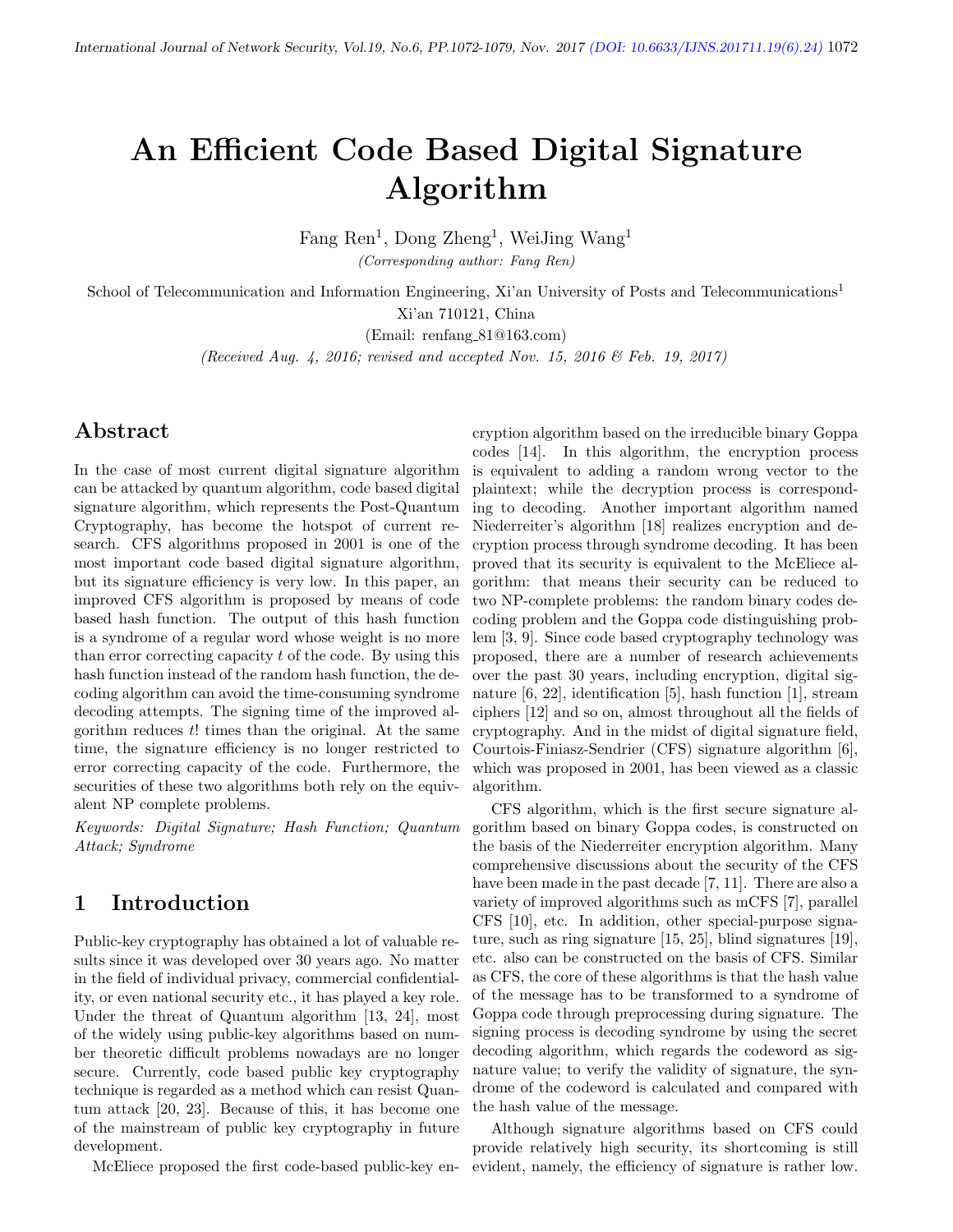# An Efficient Code Based Digital Signature Algorithm

Fang Ren[1], Dong Zheng[1], WeiJing Wang[1]

*(Corresponding author: Fang Ren)*

School of Telecommunication and Information Engineering, Xi'an University of Posts and Telecommunications[1]

Xi'an 710121, China

(Email: renfang_81@163.com)

*(Received Aug. 4, 2016; revised and accepted Nov. 15, 2016 & Feb. 19, 2017)*

## Abstract

In the case of most current digital signature algorithm can be attacked by quantum algorithm, code based digital signature algorithm, which represents the Post-Quantum Cryptography, has become the hotspot of current research. CFS algorithms proposed in 2001 is one of the most important code based digital signature algorithm, but its signature efficiency is very low. In this paper, an improved CFS algorithm is proposed by means of code based hash function. The output of this hash function is a syndrome of a regular word whose weight is no more than error correcting capacity $t$ of the code. By using this hash function instead of the random hash function, the decoding algorithm can avoid the time-consuming syndrome decoding attempts. The signing time of the improved algorithm reduces $t!$ times than the original. At the same time, the signature efficiency is no longer restricted to error correcting capacity of the code. Furthermore, the securities of these two algorithms both rely on the equivalent NP complete problems.

*Keywords: Digital Signature; Hash Function; Quantum Attack; Syndrome*

## 1 Introduction

Public-key cryptography has obtained a lot of valuable results since it was developed over 30 years ago. No matter in the field of individual privacy, commercial confidentiality, or even national security etc., it has played a key role. Under the threat of Quantum algorithm [13, 24], most of the widely using public-key algorithms based on number theoretic difficult problems nowadays are no longer secure. Currently, code based public key cryptography technique is regarded as a method which can resist Quantum attack [20, 23]. Because of this, it has become one of the mainstream of public key cryptography in future development.

McEliece proposed the first code-based public-key encryption algorithm based on the irreducible binary Goppa codes [14]. In this algorithm, the encryption process is equivalent to adding a random wrong vector to the plaintext; while the decryption process is corresponding to decoding. Another important algorithm named Niederreiter's algorithm [18] realizes encryption and decryption process through syndrome decoding. It has been proved that its security is equivalent to the McEliece algorithm: that means their security can be reduced to two NP-complete problems: the random binary codes decoding problem and the Goppa code distinguishing problem [3, 9]. Since code based cryptography technology was proposed, there are a number of research achievements over the past 30 years, including encryption, digital signature [6, 22], identification [5], hash function [1], stream ciphers [12] and so on, almost throughout all the fields of cryptography. And in the midst of digital signature field, Courtois-Finiasz-Sendrier (CFS) signature algorithm [6], which was proposed in 2001, has been viewed as a classic algorithm.

CFS algorithm, which is the first secure signature algorithm based on binary Goppa codes, is constructed on the basis of the Niederreiter encryption algorithm. Many comprehensive discussions about the security of the CFS have been made in the past decade [7, 11]. There are also a variety of improved algorithms such as mCFS [7], parallel CFS [10], etc. In addition, other special-purpose signature, such as ring signature [15, 25], blind signatures [19], etc. also can be constructed on the basis of CFS. Similar as CFS, the core of these algorithms is that the hash value of the message has to be transformed to a syndrome of Goppa code through preprocessing during signature. The signing process is decoding syndrome by using the secret decoding algorithm, which regards the codeword as signature value; to verify the validity of signature, the syndrome of the codeword is calculated and compared with the hash value of the message.

Although signature algorithms based on CFS could provide relatively high security, its shortcoming is still evident, namely, the efficiency of signature is rather low.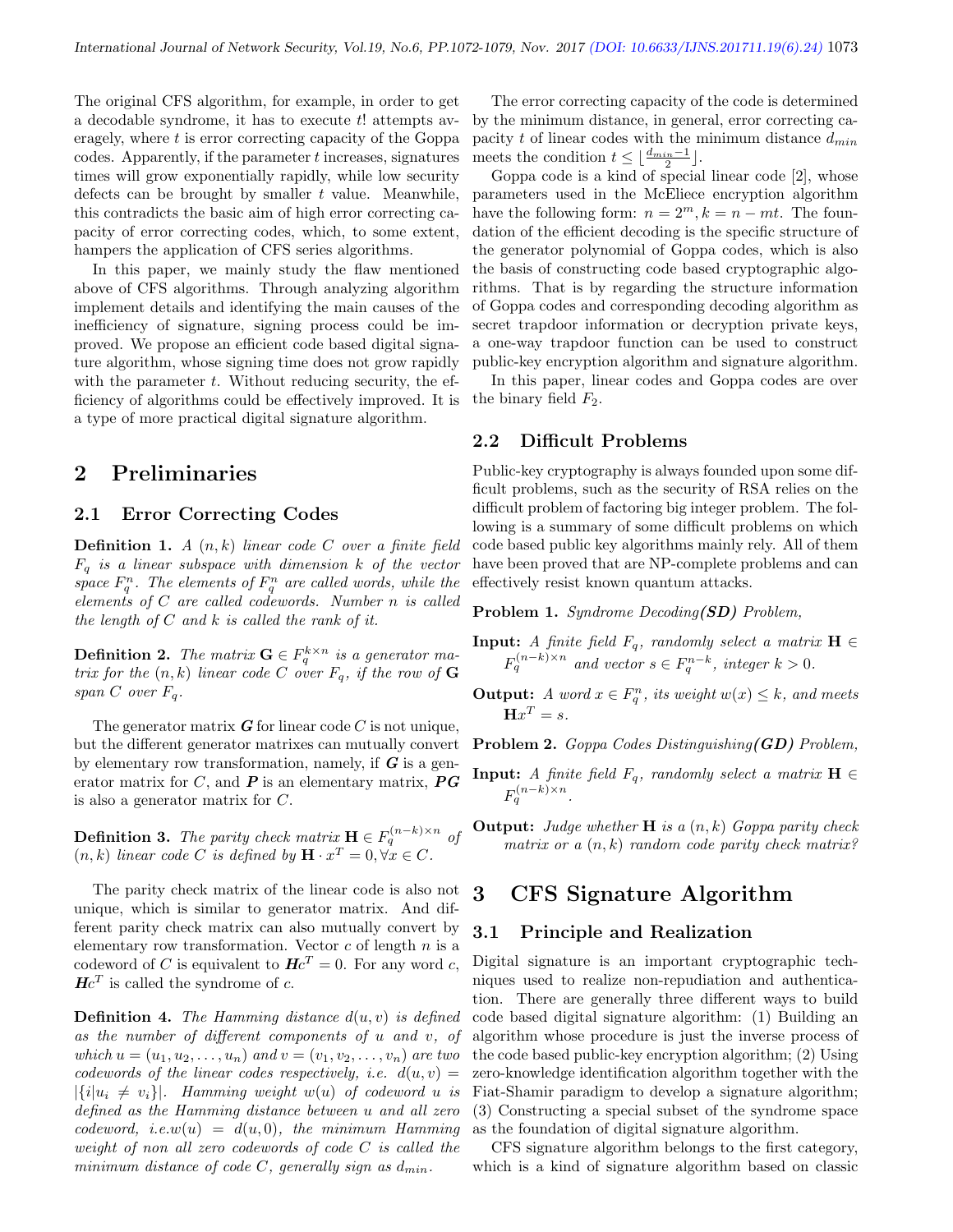The original CFS algorithm, for example, in order to get a decodable syndrome, it has to execute $t!$ attempts averagely, where $t$ is error correcting capacity of the Goppa codes. Apparently, if the parameter $t$ increases, signatures times will grow exponentially rapidly, while low security defects can be brought by smaller $t$ value. Meanwhile, this contradicts the basic aim of high error correcting capacity of error correcting codes, which, to some extent, hampers the application of CFS series algorithms.

In this paper, we mainly study the flaw mentioned above of CFS algorithms. Through analyzing algorithm implement details and identifying the main causes of the inefficiency of signature, signing process could be improved. We propose an efficient code based digital signature algorithm, whose signing time does not grow rapidly with the parameter $t$. Without reducing security, the efficiency of algorithms could be effectively improved. It is a type of more practical digital signature algorithm.

# 2 Preliminaries

## 2.1 Error Correcting Codes

**Definition 1.** *A $(n, k)$ linear code $C$ over a finite field $F_q$ is a linear subspace with dimension $k$ of the vector space $F_q^n$. The elements of $F_q^n$ are called words, while the elements of $C$ are called codewords. Number $n$ is called the length of $C$ and $k$ is called the rank of it.*

**Definition 2.** *The matrix $\mathbf{G} \in F_q^{k\times n}$ is a generator matrix for the $(n, k)$ linear code $C$ over $F_q$, if the row of $\mathbf{G}$ span $C$ over $F_q$.*

The generator matrix $\boldsymbol{G}$ for linear code $C$ is not unique, but the different generator matrixes can mutually convert by elementary row transformation, namely, if $\boldsymbol{G}$ is a generator matrix for $C$, and $\boldsymbol{P}$ is an elementary matrix, $\boldsymbol{PG}$ is also a generator matrix for $C$.

**Definition 3.** *The parity check matrix $\mathbf{H} \in F_q^{(n-k)\times n}$ of $(n, k)$ linear code $C$ is defined by $\mathbf{H} \cdot x^T = 0, \forall x \in C$.*

The parity check matrix of the linear code is also not unique, which is similar to generator matrix. And different parity check matrix can also mutually convert by elementary row transformation. Vector $c$ of length $n$ is a codeword of $C$ is equivalent to $\boldsymbol{H}c^T = 0$. For any word $c$, $\boldsymbol{H}c^T$ is called the syndrome of $c$.

**Definition 4.** *The Hamming distance $d(u, v)$ is defined as the number of different components of $u$ and $v$, of which $u = (u_1, u_2, \ldots, u_n)$ and $v = (v_1, v_2, \ldots, v_n)$ are two codewords of the linear codes respectively, i.e. $d(u, v) = |\{i|u_i \neq v_i\}|$. Hamming weight $w(u)$ of codeword $u$ is defined as the Hamming distance between $u$ and all zero codeword, i.e.$w(u) = d(u, 0)$, the minimum Hamming weight of non all zero codewords of code $C$ is called the minimum distance of code $C$, generally sign as $d_{min}$.*

The error correcting capacity of the code is determined by the minimum distance, in general, error correcting capacity $t$ of linear codes with the minimum distance $d_{min}$ meets the condition $t \leq \lfloor \frac{d_{min}-1}{2} \rfloor$.

Goppa code is a kind of special linear code [2], whose parameters used in the McEliece encryption algorithm have the following form: $n = 2^m, k = n - mt$. The foundation of the efficient decoding is the specific structure of the generator polynomial of Goppa codes, which is also the basis of constructing code based cryptographic algorithms. That is by regarding the structure information of Goppa codes and corresponding decoding algorithm as secret trapdoor information or decryption private keys, a one-way trapdoor function can be used to construct public-key encryption algorithm and signature algorithm.

In this paper, linear codes and Goppa codes are over the binary field $F_2$.

## 2.2 Difficult Problems

Public-key cryptography is always founded upon some difficult problems, such as the security of RSA relies on the difficult problem of factoring big integer problem. The following is a summary of some difficult problems on which code based public key algorithms mainly rely. All of them have been proved that are NP-complete problems and can effectively resist known quantum attacks.

**Problem 1.** *Syndrome Decoding(**SD**) Problem,*

**Input:** *A finite field $F_q$, randomly select a matrix $\mathbf{H} \in F_q^{(n-k)\times n}$ and vector $s \in F_q^{n-k}$, integer $k > 0$.*

**Output:** *A word $x \in F_q^n$, its weight $w(x) \leq k$, and meets $\mathbf{H}x^T = s$.*

**Problem 2.** *Goppa Codes Distinguishing(**GD**) Problem,*

**Input:** *A finite field $F_q$, randomly select a matrix $\mathbf{H} \in F_q^{(n-k)\times n}$.*

**Output:** *Judge whether $\mathbf{H}$ is a $(n, k)$ Goppa parity check matrix or a $(n, k)$ random code parity check matrix?*

# 3 CFS Signature Algorithm

## 3.1 Principle and Realization

Digital signature is an important cryptographic techniques used to realize non-repudiation and authentication. There are generally three different ways to build code based digital signature algorithm: (1) Building an algorithm whose procedure is just the inverse process of the code based public-key encryption algorithm; (2) Using zero-knowledge identification algorithm together with the Fiat-Shamir paradigm to develop a signature algorithm; (3) Constructing a special subset of the syndrome space as the foundation of digital signature algorithm.

CFS signature algorithm belongs to the first category, which is a kind of signature algorithm based on classic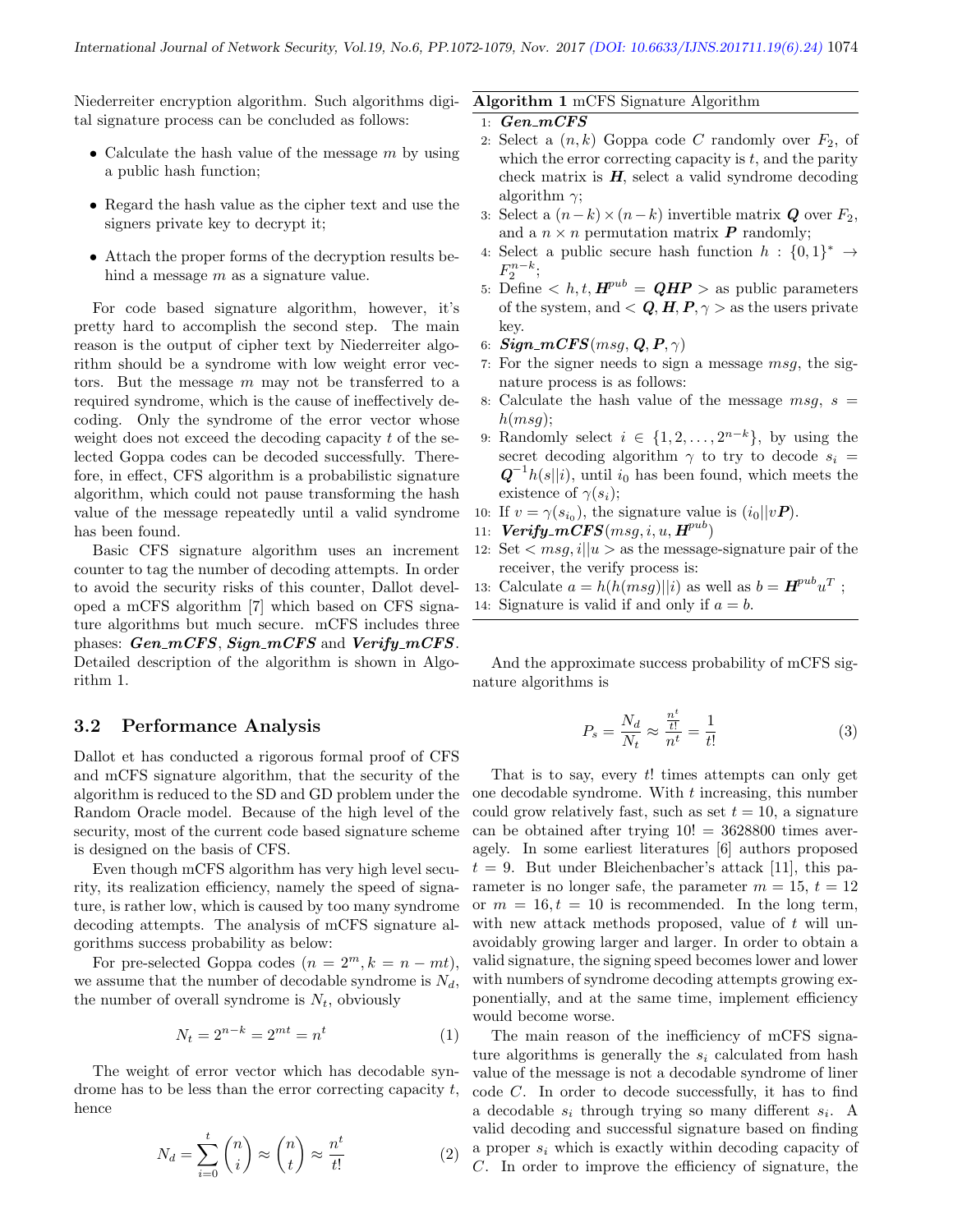Niederreiter encryption algorithm. Such algorithms digital signature process can be concluded as follows:

- Calculate the hash value of the message $m$ by using a public hash function;
- Regard the hash value as the cipher text and use the signers private key to decrypt it;
- Attach the proper forms of the decryption results behind a message $m$ as a signature value.

For code based signature algorithm, however, it's pretty hard to accomplish the second step. The main reason is the output of cipher text by Niederreiter algorithm should be a syndrome with low weight error vectors. But the message $m$ may not be transferred to a required syndrome, which is the cause of ineffectively decoding. Only the syndrome of the error vector whose weight does not exceed the decoding capacity $t$ of the selected Goppa codes can be decoded successfully. Therefore, in effect, CFS algorithm is a probabilistic signature algorithm, which could not pause transforming the hash value of the message repeatedly until a valid syndrome has been found.

Basic CFS signature algorithm uses an increment counter to tag the number of decoding attempts. In order to avoid the security risks of this counter, Dallot developed a mCFS algorithm [7] which based on CFS signature algorithms but much secure. mCFS includes three phases: ***Gen_mCFS***, ***Sign_mCFS*** and ***Verify_mCFS***. Detailed description of the algorithm is shown in Algorithm 1.

**Algorithm 1** mCFS Signature Algorithm

1: ***Gen_mCFS***
2: Select a $(n, k)$ Goppa code $C$ randomly over $F_2$, of which the error correcting capacity is $t$, and the parity check matrix is $\boldsymbol{H}$, select a valid syndrome decoding algorithm $\gamma$;
3: Select a $(n-k) \times (n-k)$ invertible matrix $\boldsymbol{Q}$ over $F_2$, and a $n \times n$ permutation matrix $\boldsymbol{P}$ randomly;
4: Select a public secure hash function $h : \{0,1\}^* \rightarrow F_2^{n-k}$;
5: Define $< h, t, \boldsymbol{H}^{pub} = \boldsymbol{QHP} >$ as public parameters of the system, and $< \boldsymbol{Q}, \boldsymbol{H}, \boldsymbol{P}, \gamma >$ as the users private key.
6: ***Sign_mCFS***$(msg, \boldsymbol{Q}, \boldsymbol{P}, \gamma)$
7: For the signer needs to sign a message $msg$, the signature process is as follows:
8: Calculate the hash value of the message $msg$, $s = h(msg)$;
9: Randomly select $i \in \{1, 2, \ldots, 2^{n-k}\}$, by using the secret decoding algorithm $\gamma$ to try to decode $s_i = \boldsymbol{Q}^{-1}h(s||i)$, until $i_0$ has been found, which meets the existence of $\gamma(s_i)$;
10: If $v = \gamma(s_{i_0})$, the signature value is $(i_0||v\boldsymbol{P})$.
11: ***Verify_mCFS***$(msg, i, u, \boldsymbol{H}^{pub})$
12: Set $< msg, i||u >$ as the message-signature pair of the receiver, the verify process is:
13: Calculate $a = h(h(msg)||i)$ as well as $b = \boldsymbol{H}^{pub}u^T$ ;
14: Signature is valid if and only if $a = b$.

## 3.2 Performance Analysis

Dallot et has conducted a rigorous formal proof of CFS and mCFS signature algorithm, that the security of the algorithm is reduced to the SD and GD problem under the Random Oracle model. Because of the high level of the security, most of the current code based signature scheme is designed on the basis of CFS.

Even though mCFS algorithm has very high level security, its realization efficiency, namely the speed of signature, is rather low, which is caused by too many syndrome decoding attempts. The analysis of mCFS signature algorithms success probability as below:

For pre-selected Goppa codes $(n = 2^m, k = n - mt)$, we assume that the number of decodable syndrome is $N_d$, the number of overall syndrome is $N_t$, obviously

$$N_t = 2^{n-k} = 2^{mt} = n^t \tag{1}$$

The weight of error vector which has decodable syndrome has to be less than the error correcting capacity $t$, hence

$$N_d = \sum_{i=0}^{t} \binom{n}{i} \approx \binom{n}{t} \approx \frac{n^t}{t!} \tag{2}$$

And the approximate success probability of mCFS signature algorithms is

$$P_s = \frac{N_d}{N_t} \approx \frac{\frac{n^t}{t!}}{n^t} = \frac{1}{t!} \tag{3}$$

That is to say, every $t!$ times attempts can only get one decodable syndrome. With $t$ increasing, this number could grow relatively fast, such as set $t = 10$, a signature can be obtained after trying $10! = 3628800$ times averagely. In some earliest literatures [6] authors proposed $t = 9$. But under Bleichenbacher's attack [11], this parameter is no longer safe, the parameter $m = 15$, $t = 12$ or $m = 16, t = 10$ is recommended. In the long term, with new attack methods proposed, value of $t$ will unavoidably growing larger and larger. In order to obtain a valid signature, the signing speed becomes lower and lower with numbers of syndrome decoding attempts growing exponentially, and at the same time, implement efficiency would become worse.

The main reason of the inefficiency of mCFS signature algorithms is generally the $s_i$ calculated from hash value of the message is not a decodable syndrome of liner code $C$. In order to decode successfully, it has to find a decodable $s_i$ through trying so many different $s_i$. A valid decoding and successful signature based on finding a proper $s_i$ which is exactly within decoding capacity of $C$. In order to improve the efficiency of signature, the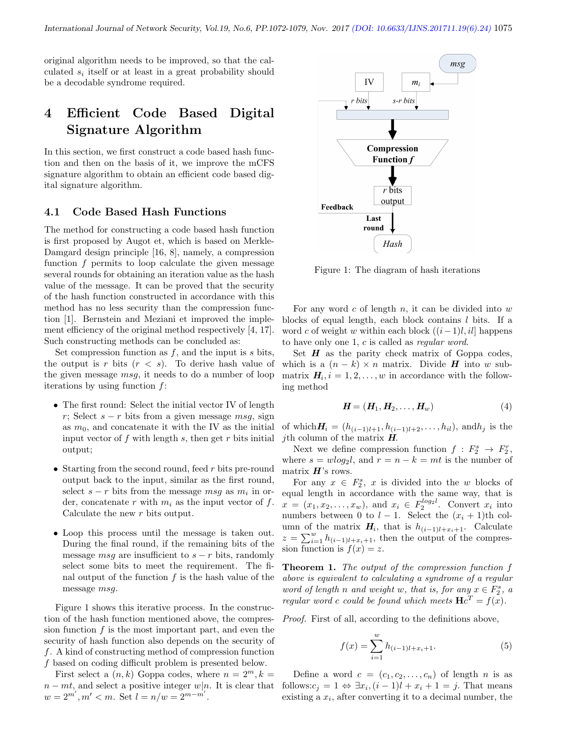original algorithm needs to be improved, so that the calculated $s_i$ itself or at least in a great probability should be a decodable syndrome required.

# 4 Efficient Code Based Digital Signature Algorithm

In this section, we first construct a code based hash function and then on the basis of it, we improve the mCFS signature algorithm to obtain an efficient code based digital signature algorithm.

## 4.1 Code Based Hash Functions

The method for constructing a code based hash function is first proposed by Augot et, which is based on Merkle-Damgard design principle [16, 8], namely, a compression function $f$ permits to loop calculate the given message several rounds for obtaining an iteration value as the hash value of the message. It can be proved that the security of the hash function constructed in accordance with this method has no less security than the compression function [1]. Bernstein and Meziani et improved the implement efficiency of the original method respectively [4, 17]. Such constructing methods can be concluded as:

Set compression function as $f$, and the input is $s$ bits, the output is $r$ bits ($r < s$). To derive hash value of the given message $msg$, it needs to do a number of loop iterations by using function $f$:

- The first round: Select the initial vector IV of length $r$; Select $s - r$ bits from a given message $msg$, sign as $m_0$, and concatenate it with the IV as the initial input vector of $f$ with length $s$, then get $r$ bits initial output;
- Starting from the second round, feed $r$ bits pre-round output back to the input, similar as the first round, select $s - r$ bits from the message $msg$ as $m_i$ in order, concatenate $r$ with $m_i$ as the input vector of $f$. Calculate the new $r$ bits output.
- Loop this process until the message is taken out. During the final round, if the remaining bits of the message $msg$ are insufficient to $s - r$ bits, randomly select some bits to meet the requirement. The final output of the function $f$ is the hash value of the message $msg$.

Figure 1 shows this iterative process. In the construction of the hash function mentioned above, the compression function $f$ is the most important part, and even the security of hash function also depends on the security of $f$. A kind of constructing method of compression function $f$ based on coding difficult problem is presented below.

First select a $(n, k)$ Goppa codes, where $n = 2^m, k = n - mt$, and select a positive integer $w|n$. It is clear that $w = 2^{m'}, m' < m$. Set $l = n/w = 2^{m-m'}$.

Figure 1: The diagram of hash iterations

For any word $c$ of length $n$, it can be divided into $w$ blocks of equal length, each block contains $l$ bits. If a word $c$ of weight $w$ within each block $((i-1)l, il]$ happens to have only one 1, $c$ is called as *regular word*.

Set $\boldsymbol{H}$ as the parity check matrix of Goppa codes, which is a $(n - k) \times n$ matrix. Divide $\boldsymbol{H}$ into $w$ submatrix $\boldsymbol{H}_i, i = 1, 2, \ldots, w$ in accordance with the following method

$$\boldsymbol{H} = (\boldsymbol{H}_1, \boldsymbol{H}_2, \ldots, \boldsymbol{H}_w) \tag{4}$$

of which$\boldsymbol{H}_i = (h_{(i-1)l+1}, h_{(i-1)l+2}, \ldots, h_{il})$, and$h_j$ is the $j$th column of the matrix $\boldsymbol{H}$.

Next we define compression function $f : F_2^s \to F_2^r$, where $s = wlog_2 l$, and $r = n - k = mt$ is the number of matrix $\boldsymbol{H}$'s rows.

For any $x \in F_2^s$, $x$ is divided into the $w$ blocks of equal length in accordance with the same way, that is $x = (x_1, x_2, \ldots, x_w)$, and $x_i \in F_2^{log_2 l}$. Convert $x_i$ into numbers between 0 to $l - 1$. Select the $(x_i + 1)$th column of the matrix $\boldsymbol{H}_i$, that is $h_{(i-1)l+x_i+1}$. Calculate $z = \sum_{i=1}^{w} h_{(i-1)l+x_i+1}$, then the output of the compression function is $f(x) = z$.

**Theorem 1.** *The output of the compression function $f$ above is equivalent to calculating a syndrome of a regular word of length $n$ and weight $w$, that is, for any $x \in F_2^s$, a regular word $c$ could be found which meets $\mathbf{H}c^T = f(x)$.*

*Proof.* First of all, according to the definitions above,

$$f(x) = \sum_{i=1}^{w} h_{(i-1)l+x_i+1}. \tag{5}$$

Define a word $c = (c_1, c_2, \ldots, c_n)$ of length $n$ is as follows:$c_j = 1 \Leftrightarrow \exists x_i, (i-1)l + x_i + 1 = j$. That means existing a $x_i$, after converting it to a decimal number, the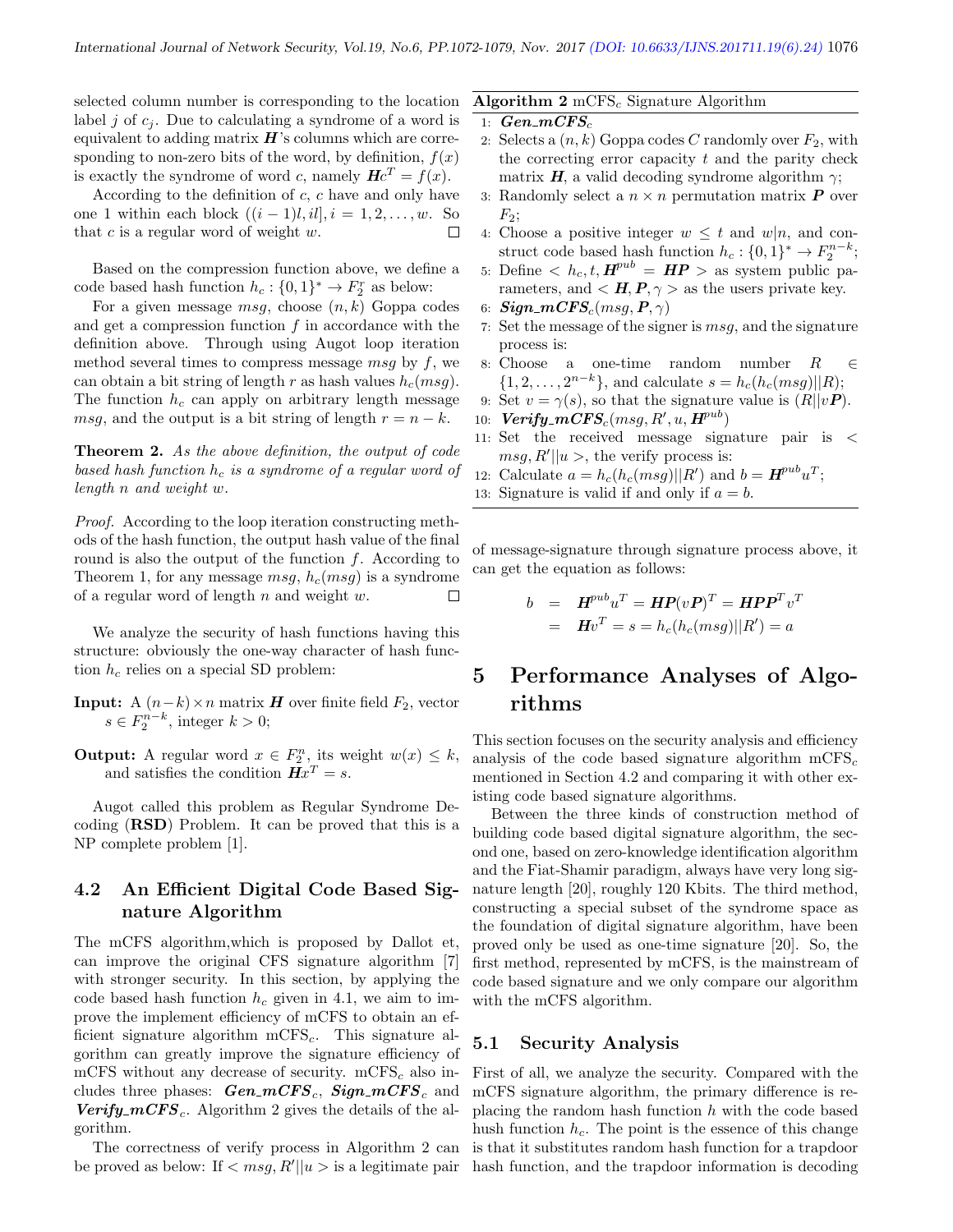selected column number is corresponding to the location label $j$ of $c_j$. Due to calculating a syndrome of a word is equivalent to adding matrix $\boldsymbol{H}$'s columns which are corresponding to non-zero bits of the word, by definition, $f(x)$ is exactly the syndrome of word $c$, namely $\boldsymbol{H}c^T = f(x)$.

According to the definition of $c$, $c$ have and only have one 1 within each block $((i-1)l, il], i = 1, 2, \ldots, w$. So that $c$ is a regular word of weight $w$. □

Based on the compression function above, we define a code based hash function $h_c : \{0,1\}^* \to F_2^r$ as below:

For a given message $msg$, choose $(n, k)$ Goppa codes and get a compression function $f$ in accordance with the definition above. Through using Augot loop iteration method several times to compress message $msg$ by $f$, we can obtain a bit string of length $r$ as hash values $h_c(msg)$. The function $h_c$ can apply on arbitrary length message $msg$, and the output is a bit string of length $r = n - k$.

**Theorem 2.** *As the above definition, the output of code based hash function $h_c$ is a syndrome of a regular word of length $n$ and weight $w$.*

*Proof.* According to the loop iteration constructing methods of the hash function, the output hash value of the final round is also the output of the function $f$. According to Theorem 1, for any message $msg$, $h_c(msg)$ is a syndrome of a regular word of length $n$ and weight $w$. □

We analyze the security of hash functions having this structure: obviously the one-way character of hash function $h_c$ relies on a special SD problem:

**Input:** A $(n-k) \times n$ matrix $\boldsymbol{H}$ over finite field $F_2$, vector $s \in F_2^{n-k}$, integer $k > 0$;

**Output:** A regular word $x \in F_2^n$, its weight $w(x) \le k$, and satisfies the condition $\boldsymbol{H}x^T = s$.

Augot called this problem as Regular Syndrome Decoding (**RSD**) Problem. It can be proved that this is a NP complete problem [1].

### 4.2 An Efficient Digital Code Based Signature Algorithm

The mCFS algorithm,which is proposed by Dallot et, can improve the original CFS signature algorithm [7] with stronger security. In this section, by applying the code based hash function $h_c$ given in 4.1, we aim to improve the implement efficiency of mCFS to obtain an efficient signature algorithm mCFS$_c$. This signature algorithm can greatly improve the signature efficiency of mCFS without any decrease of security. mCFS$_c$ also includes three phases: ***Gen_mCFS***$_c$, ***Sign_mCFS***$_c$ and ***Verify_mCFS***$_c$. Algorithm 2 gives the details of the algorithm.

The correctness of verify process in Algorithm 2 can be proved as below: If $< msg, R'||u >$ is a legitimate pair of message-signature through signature process above, it can get the equation as follows:

$$
\begin{aligned}
b &= \boldsymbol{H}^{pub}u^T = \boldsymbol{HP}(v\boldsymbol{P})^T = \boldsymbol{HPP}^T v^T \\
&= \boldsymbol{H}v^T = s = h_c(h_c(msg)||R') = a
\end{aligned}
$$

**Algorithm 2** mCFS$_c$ Signature Algorithm

1: ***Gen_mCFS***$_c$

2: Selects a $(n, k)$ Goppa codes $C$ randomly over $F_2$, with the correcting error capacity $t$ and the parity check matrix $\boldsymbol{H}$, a valid decoding syndrome algorithm $\gamma$;

3: Randomly select a $n \times n$ permutation matrix $\boldsymbol{P}$ over $F_2$;

4: Choose a positive integer $w \le t$ and $w|n$, and construct code based hash function $h_c : \{0,1\}^* \to F_2^{n-k}$;

5: Define $< h_c, t, \boldsymbol{H}^{pub} = \boldsymbol{HP} >$ as system public parameters, and $< \boldsymbol{H}, \boldsymbol{P}, \gamma >$ as the users private key.

6: ***Sign_mCFS***$_c(msg, \boldsymbol{P}, \gamma)$

7: Set the message of the signer is $msg$, and the signature process is:

8: Choose a one-time random number $R \in \{1, 2, \ldots, 2^{n-k}\}$, and calculate $s = h_c(h_c(msg)||R)$;

9: Set $v = \gamma(s)$, so that the signature value is $(R||v\boldsymbol{P})$.

10: ***Verify_mCFS***$_c(msg, R', u, \boldsymbol{H}^{pub})$

11: Set the received message signature pair is $< msg, R'||u >$, the verify process is:

12: Calculate $a = h_c(h_c(msg)||R')$ and $b = \boldsymbol{H}^{pub}u^T$;

13: Signature is valid if and only if $a = b$.

## 5 Performance Analyses of Algorithms

This section focuses on the security analysis and efficiency analysis of the code based signature algorithm mCFS$_c$ mentioned in Section 4.2 and comparing it with other existing code based signature algorithms.

Between the three kinds of construction method of building code based digital signature algorithm, the second one, based on zero-knowledge identification algorithm and the Fiat-Shamir paradigm, always have very long signature length [20], roughly 120 Kbits. The third method, constructing a special subset of the syndrome space as the foundation of digital signature algorithm, have been proved only be used as one-time signature [20]. So, the first method, represented by mCFS, is the mainstream of code based signature and we only compare our algorithm with the mCFS algorithm.

### 5.1 Security Analysis

First of all, we analyze the security. Compared with the mCFS signature algorithm, the primary difference is replacing the random hash function $h$ with the code based hush function $h_c$. The point is the essence of this change is that it substitutes random hash function for a trapdoor hash function, and the trapdoor information is decoding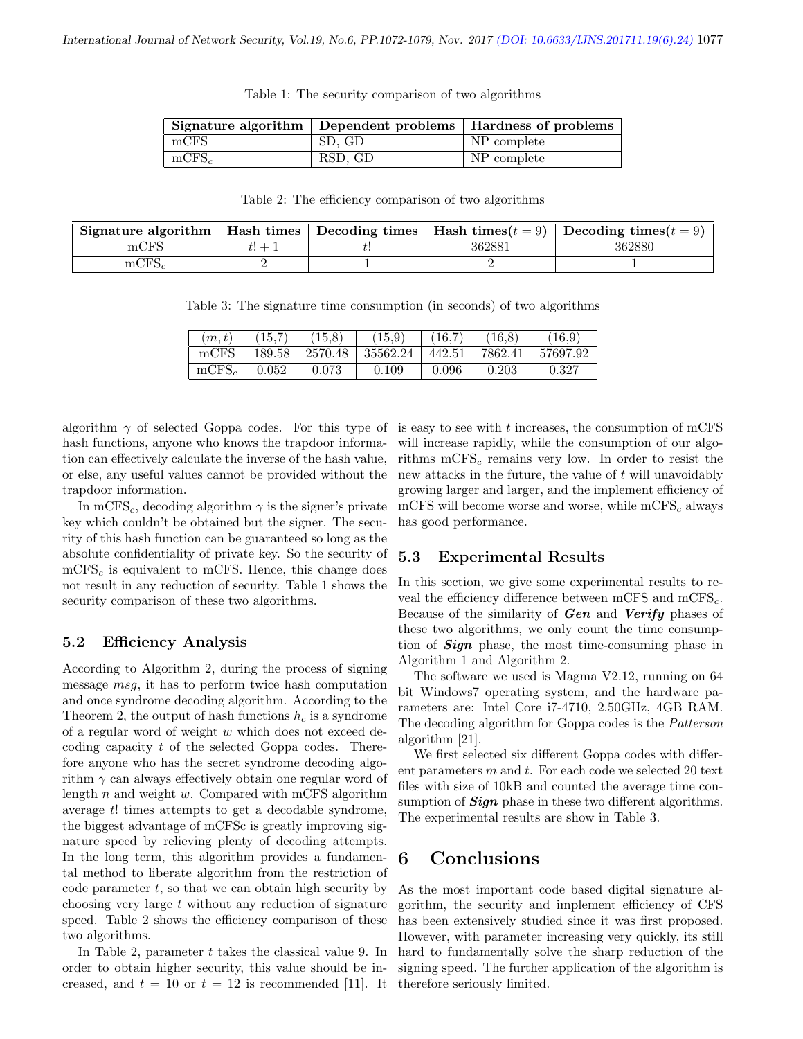Table 1: The security comparison of two algorithms

| Signature algorithm | Dependent problems | Hardness of problems |
|---|---|---|
| mCFS | SD, GD | NP complete |
| mCFS$_c$ | RSD, GD | NP complete |

Table 2: The efficiency comparison of two algorithms

| Signature algorithm | Hash times | Decoding times | Hash times($t = 9$) | Decoding times($t = 9$) |
|---|---|---|---|---|
| mCFS | $t! + 1$ | $t!$ | 362881 | 362880 |
| mCFS$_c$ | 2 | 1 | 2 | 1 |

Table 3: The signature time consumption (in seconds) of two algorithms

| $(m, t)$ | (15,7) | (15,8) | (15,9) | (16,7) | (16,8) | (16,9) |
|---|---|---|---|---|---|---|
| mCFS | 189.58 | 2570.48 | 35562.24 | 442.51 | 7862.41 | 57697.92 |
| mCFS$_c$ | 0.052 | 0.073 | 0.109 | 0.096 | 0.203 | 0.327 |

algorithm $\gamma$ of selected Goppa codes. For this type of hash functions, anyone who knows the trapdoor information can effectively calculate the inverse of the hash value, or else, any useful values cannot be provided without the trapdoor information.

In mCFS$_c$, decoding algorithm $\gamma$ is the signer's private key which couldn't be obtained but the signer. The security of this hash function can be guaranteed so long as the absolute confidentiality of private key. So the security of mCFS$_c$ is equivalent to mCFS. Hence, this change does not result in any reduction of security. Table 1 shows the security comparison of these two algorithms.

### 5.2 Efficiency Analysis

According to Algorithm 2, during the process of signing message $msg$, it has to perform twice hash computation and once syndrome decoding algorithm. According to the Theorem 2, the output of hash functions $h_c$ is a syndrome of a regular word of weight $w$ which does not exceed decoding capacity $t$ of the selected Goppa codes. Therefore anyone who has the secret syndrome decoding algorithm $\gamma$ can always effectively obtain one regular word of length $n$ and weight $w$. Compared with mCFS algorithm average $t!$ times attempts to get a decodable syndrome, the biggest advantage of mCFSc is greatly improving signature speed by relieving plenty of decoding attempts. In the long term, this algorithm provides a fundamental method to liberate algorithm from the restriction of code parameter $t$, so that we can obtain high security by choosing very large $t$ without any reduction of signature speed. Table 2 shows the efficiency comparison of these two algorithms.

In Table 2, parameter $t$ takes the classical value 9. In order to obtain higher security, this value should be increased, and $t = 10$ or $t = 12$ is recommended [11]. It is easy to see with $t$ increases, the consumption of mCFS will increase rapidly, while the consumption of our algorithms mCFS$_c$ remains very low. In order to resist the new attacks in the future, the value of $t$ will unavoidably growing larger and larger, and the implement efficiency of mCFS will become worse and worse, while mCFS$_c$ always has good performance.

### 5.3 Experimental Results

In this section, we give some experimental results to reveal the efficiency difference between mCFS and mCFS$_c$. Because of the similarity of ***Gen*** and ***Verify*** phases of these two algorithms, we only count the time consumption of ***Sign*** phase, the most time-consuming phase in Algorithm 1 and Algorithm 2.

The software we used is Magma V2.12, running on 64 bit Windows7 operating system, and the hardware parameters are: Intel Core i7-4710, 2.50GHz, 4GB RAM. The decoding algorithm for Goppa codes is the *Patterson* algorithm [21].

We first selected six different Goppa codes with different parameters $m$ and $t$. For each code we selected 20 text files with size of 10kB and counted the average time consumption of ***Sign*** phase in these two different algorithms. The experimental results are show in Table 3.

## 6 Conclusions

As the most important code based digital signature algorithm, the security and implement efficiency of CFS has been extensively studied since it was first proposed. However, with parameter increasing very quickly, its still hard to fundamentally solve the sharp reduction of the signing speed. The further application of the algorithm is therefore seriously limited.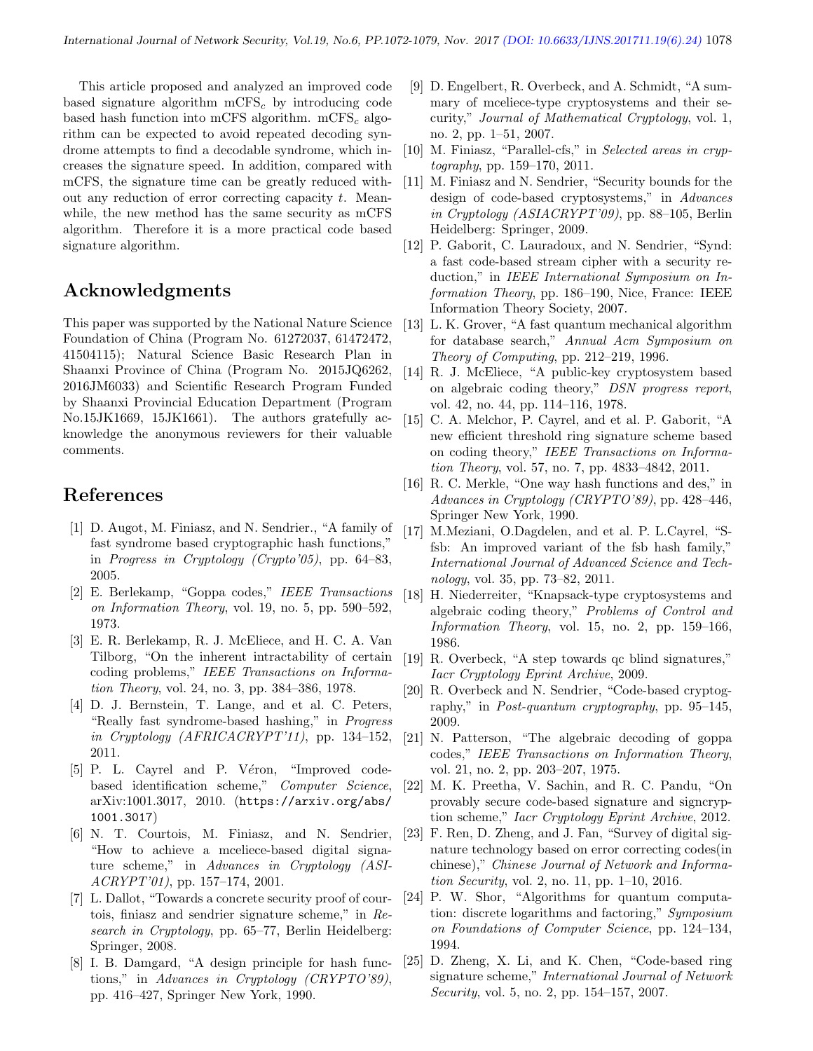This article proposed and analyzed an improved code based signature algorithm mCFS$_c$ by introducing code based hash function into mCFS algorithm. mCFS$_c$ algorithm can be expected to avoid repeated decoding syndrome attempts to find a decodable syndrome, which increases the signature speed. In addition, compared with mCFS, the signature time can be greatly reduced without any reduction of error correcting capacity $t$. Meanwhile, the new method has the same security as mCFS algorithm. Therefore it is a more practical code based signature algorithm.

## Acknowledgments

This paper was supported by the National Nature Science Foundation of China (Program No. 61272037, 61472472, 41504115); Natural Science Basic Research Plan in Shaanxi Province of China (Program No. 2015JQ6262, 2016JM6033) and Scientific Research Program Funded by Shaanxi Provincial Education Department (Program No.15JK1669, 15JK1661). The authors gratefully acknowledge the anonymous reviewers for their valuable comments.

## References

[1] D. Augot, M. Finiasz, and N. Sendrier., "A family of fast syndrome based cryptographic hash functions," in *Progress in Cryptology (Crypto'05)*, pp. 64–83, 2005.

[2] E. Berlekamp, "Goppa codes," *IEEE Transactions on Information Theory*, vol. 19, no. 5, pp. 590–592, 1973.

[3] E. R. Berlekamp, R. J. McEliece, and H. C. A. Van Tilborg, "On the inherent intractability of certain coding problems," *IEEE Transactions on Information Theory*, vol. 24, no. 3, pp. 384–386, 1978.

[4] D. J. Bernstein, T. Lange, and et al. C. Peters, "Really fast syndrome-based hashing," in *Progress in Cryptology (AFRICACRYPT'11)*, pp. 134–152, 2011.

[5] P. L. Cayrel and P. Véron, "Improved code-based identification scheme," *Computer Science*, arXiv:1001.3017, 2010. (`https://arxiv.org/abs/1001.3017`)

[6] N. T. Courtois, M. Finiasz, and N. Sendrier, "How to achieve a mceliece-based digital signature scheme," in *Advances in Cryptology (ASIACRYPT'01)*, pp. 157–174, 2001.

[7] L. Dallot, "Towards a concrete security proof of courtois, finiasz and sendrier signature scheme," in *Research in Cryptology*, pp. 65–77, Berlin Heidelberg: Springer, 2008.

[8] I. B. Damgard, "A design principle for hash functions," in *Advances in Cryptology (CRYPTO'89)*, pp. 416–427, Springer New York, 1990.

[9] D. Engelbert, R. Overbeck, and A. Schmidt, "A summary of mceliece-type cryptosystems and their security," *Journal of Mathematical Cryptology*, vol. 1, no. 2, pp. 1–51, 2007.

[10] M. Finiasz, "Parallel-cfs," in *Selected areas in cryptography*, pp. 159–170, 2011.

[11] M. Finiasz and N. Sendrier, "Security bounds for the design of code-based cryptosystems," in *Advances in Cryptology (ASIACRYPT'09)*, pp. 88–105, Berlin Heidelberg: Springer, 2009.

[12] P. Gaborit, C. Lauradoux, and N. Sendrier, "Synd: a fast code-based stream cipher with a security reduction," in *IEEE International Symposium on Information Theory*, pp. 186–190, Nice, France: IEEE Information Theory Society, 2007.

[13] L. K. Grover, "A fast quantum mechanical algorithm for database search," *Annual Acm Symposium on Theory of Computing*, pp. 212–219, 1996.

[14] R. J. McEliece, "A public-key cryptosystem based on algebraic coding theory," *DSN progress report*, vol. 42, no. 44, pp. 114–116, 1978.

[15] C. A. Melchor, P. Cayrel, and et al. P. Gaborit, "A new efficient threshold ring signature scheme based on coding theory," *IEEE Transactions on Information Theory*, vol. 57, no. 7, pp. 4833–4842, 2011.

[16] R. C. Merkle, "One way hash functions and des," in *Advances in Cryptology (CRYPTO'89)*, pp. 428–446, Springer New York, 1990.

[17] M.Meziani, O.Dagdelen, and et al. P. L.Cayrel, "S-fsb: An improved variant of the fsb hash family," *International Journal of Advanced Science and Technology*, vol. 35, pp. 73–82, 2011.

[18] H. Niederreiter, "Knapsack-type cryptosystems and algebraic coding theory," *Problems of Control and Information Theory*, vol. 15, no. 2, pp. 159–166, 1986.

[19] R. Overbeck, "A step towards qc blind signatures," *Iacr Cryptology Eprint Archive*, 2009.

[20] R. Overbeck and N. Sendrier, "Code-based cryptography," in *Post-quantum cryptography*, pp. 95–145, 2009.

[21] N. Patterson, "The algebraic decoding of goppa codes," *IEEE Transactions on Information Theory*, vol. 21, no. 2, pp. 203–207, 1975.

[22] M. K. Preetha, V. Sachin, and R. C. Pandu, "On provably secure code-based signature and signcryption scheme," *Iacr Cryptology Eprint Archive*, 2012.

[23] F. Ren, D. Zheng, and J. Fan, "Survey of digital signature technology based on error correcting codes(in chinese)," *Chinese Journal of Network and Information Security*, vol. 2, no. 11, pp. 1–10, 2016.

[24] P. W. Shor, "Algorithms for quantum computation: discrete logarithms and factoring," *Symposium on Foundations of Computer Science*, pp. 124–134, 1994.

[25] D. Zheng, X. Li, and K. Chen, "Code-based ring signature scheme," *International Journal of Network Security*, vol. 5, no. 2, pp. 154–157, 2007.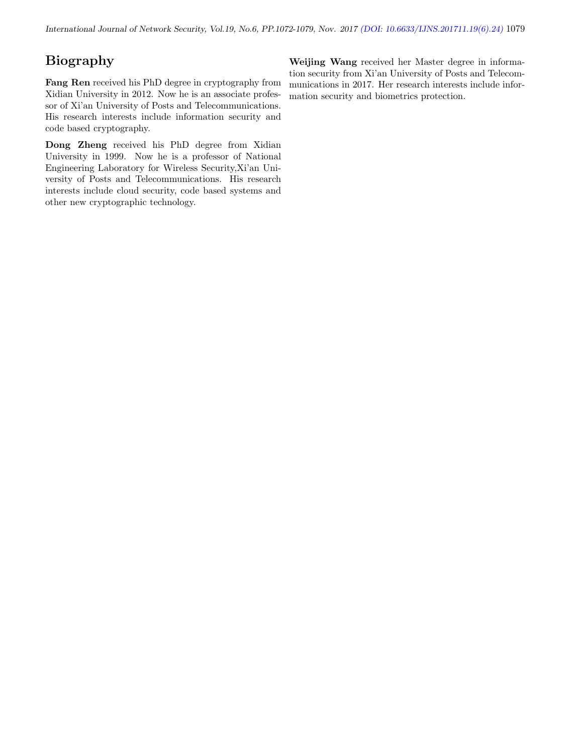# Biography

**Fang Ren** received his PhD degree in cryptography from Xidian University in 2012. Now he is an associate professor of Xi'an University of Posts and Telecommunications. His research interests include information security and code based cryptography.

**Dong Zheng** received his PhD degree from Xidian University in 1999. Now he is a professor of National Engineering Laboratory for Wireless Security,Xi'an University of Posts and Telecommunications. His research interests include cloud security, code based systems and other new cryptographic technology.

**Weijing Wang** received her Master degree in information security from Xi'an University of Posts and Telecommunications in 2017. Her research interests include information security and biometrics protection.